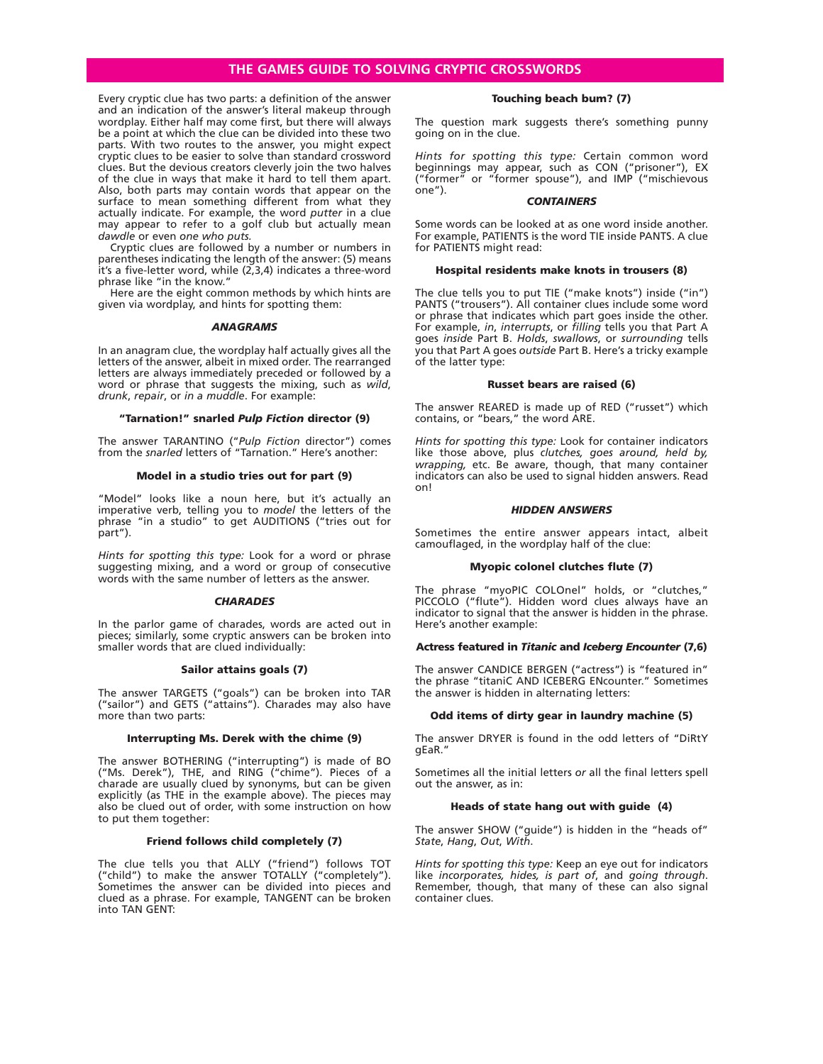# THE GAMES GUIDE TO SOLVING CRYPTIC CROSSWORDS

Every cryptic clue has two parts: a definition of the answer and an indication of the answer's literal makeup through wordplay. Either half may come first, but there will always be a point at which the clue can be divided into these two parts. With two routes to the answer, you might expect cryptic clues to be easier to solve than standard crossword clues. But the devious creators cleverly join the two halves of the clue in ways that make it hard to tell them apart. Also, both parts may contain words that appear on the surface to mean something different from what they actually indicate. For example, the word *putter* in a clue may appear to refer to a golf club but actually mean *dawdle* or even *one who puts.*

Cryptic clues are followed by a number or numbers in parentheses indicating the length of the answer: (5) means it's a five-letter word, while (2,3,4) indicates a three-word phrase like "in the know."

Here are the eight common methods by which hints are given via wordplay, and hints for spotting them:

### *ANAGRAMS*

In an anagram clue, the wordplay half actually gives all the letters of the answer, albeit in mixed order. The rearranged letters are always immediately preceded or followed by a word or phrase that suggests the mixing, such as *wild*, *drunk*, *repair*, or *in a muddle*. For example:

**"Tarnation!" snarled *Pulp Fiction* director (9)**

The answer TARANTINO ("*Pulp Fiction* director") comes from the *snarled* letters of "Tarnation." Here's another:

**Model in a studio tries out for part (9)**

"Model" looks like a noun here, but it's actually an imperative verb, telling you to *model* the letters of the phrase "in a studio" to get AUDITIONS ("tries out for part").

*Hints for spotting this type:* Look for a word or phrase suggesting mixing, and a word or group of consecutive words with the same number of letters as the answer.

### *CHARADES*

In the parlor game of charades, words are acted out in pieces; similarly, some cryptic answers can be broken into smaller words that are clued individually:

**Sailor attains goals (7)**

The answer TARGETS ("goals") can be broken into TAR ("sailor") and GETS ("attains"). Charades may also have more than two parts:

**Interrupting Ms. Derek with the chime (9)**

The answer BOTHERING ("interrupting") is made of BO ("Ms. Derek"), THE, and RING ("chime"). Pieces of a charade are usually clued by synonyms, but can be given explicitly (as THE in the example above). The pieces may also be clued out of order, with some instruction on how to put them together:

**Friend follows child completely (7)**

The clue tells you that ALLY ("friend") follows TOT ("child") to make the answer TOTALLY ("completely"). Sometimes the answer can be divided into pieces and clued as a phrase. For example, TANGENT can be broken into TAN GENT:

**Touching beach bum? (7)**

The question mark suggests there's something punny going on in the clue.

*Hints for spotting this type:* Certain common word beginnings may appear, such as CON ("prisoner"), EX ("former" or "former spouse"), and IMP ("mischievous one").

### *CONTAINERS*

Some words can be looked at as one word inside another. For example, PATIENTS is the word TIE inside PANTS. A clue for PATIENTS might read:

**Hospital residents make knots in trousers (8)**

The clue tells you to put TIE ("make knots") inside ("in") PANTS ("trousers"). All container clues include some word or phrase that indicates which part goes inside the other. For example, *in*, *interrupts*, or *filling* tells you that Part A goes *inside* Part B. *Holds*, *swallows*, or *surrounding* tells you that Part A goes *outside* Part B. Here's a tricky example of the latter type:

**Russet bears are raised (6)**

The answer REARED is made up of RED ("russet") which contains, or "bears," the word ARE.

*Hints for spotting this type:* Look for container indicators like those above, plus *clutches, goes around, held by, wrapping,* etc. Be aware, though, that many container indicators can also be used to signal hidden answers. Read on!

### *HIDDEN ANSWERS*

Sometimes the entire answer appears intact, albeit camouflaged, in the wordplay half of the clue:

**Myopic colonel clutches flute (7)**

The phrase "myoPIC COLOnel" holds, or "clutches," PICCOLO ("flute"). Hidden word clues always have an indicator to signal that the answer is hidden in the phrase. Here's another example:

**Actress featured in *Titanic* and *Iceberg Encounter* (7,6)**

The answer CANDICE BERGEN ("actress") is "featured in" the phrase "titaniC AND ICEBERG ENcounter." Sometimes the answer is hidden in alternating letters:

**Odd items of dirty gear in laundry machine (5)**

The answer DRYER is found in the odd letters of "DiRtY gEaR."

Sometimes all the initial letters *or* all the final letters spell out the answer, as in:

**Heads of state hang out with guide (4)**

The answer SHOW ("guide") is hidden in the "heads of" *State*, *Hang*, *Out*, *With*.

*Hints for spotting this type:* Keep an eye out for indicators like *incorporates, hides, is part of*, and *going through*. Remember, though, that many of these can also signal container clues.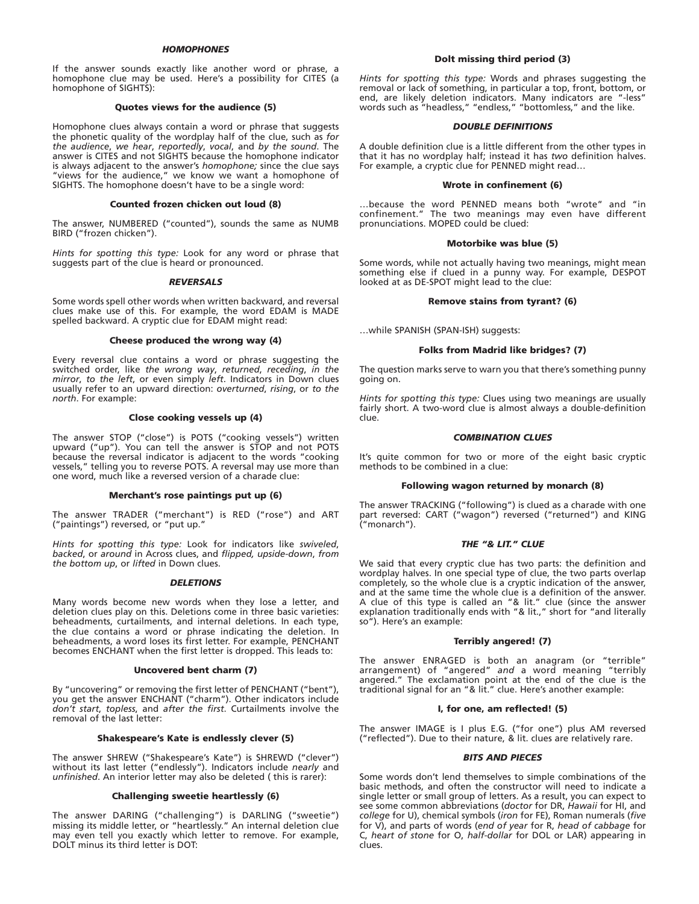### *HOMOPHONES*

If the answer sounds exactly like another word or phrase, a homophone clue may be used. Here's a possibility for CITES (a homophone of SIGHTS):

**Quotes views for the audience (5)**

Homophone clues always contain a word or phrase that suggests the phonetic quality of the wordplay half of the clue, such as *for the audience*, *we hear*, *reportedly*, *vocal*, and *by the sound*. The answer is CITES and not SIGHTS because the homophone indicator is always adjacent to the answer's *homophone;* since the clue says "views for the audience," we know we want a homophone of SIGHTS. The homophone doesn't have to be a single word:

**Counted frozen chicken out loud (8)**

The answer, NUMBERED ("counted"), sounds the same as NUMB BIRD ("frozen chicken").

*Hints for spotting this type:* Look for any word or phrase that suggests part of the clue is heard or pronounced.

### *REVERSALS*

Some words spell other words when written backward, and reversal clues make use of this. For example, the word EDAM is MADE spelled backward. A cryptic clue for EDAM might read:

**Cheese produced the wrong way (4)**

Every reversal clue contains a word or phrase suggesting the switched order, like *the wrong way*, *returned*, *receding*, *in the mirror*, *to the left*, or even simply *left*. Indicators in Down clues usually refer to an upward direction: *overturned*, *rising*, or *to the north*. For example:

**Close cooking vessels up (4)**

The answer STOP ("close") is POTS ("cooking vessels") written upward ("up"). You can tell the answer is STOP and not POTS because the reversal indicator is adjacent to the words "cooking vessels," telling you to reverse POTS. A reversal may use more than one word, much like a reversed version of a charade clue:

**Merchant's rose paintings put up (6)**

The answer TRADER ("merchant") is RED ("rose") and ART ("paintings") reversed, or "put up."

*Hints for spotting this type:* Look for indicators like *swiveled*, *backed*, or *around* in Across clues, and *flipped, upside-down*, *from the bottom up*, or *lifted* in Down clues.

### *DELETIONS*

Many words become new words when they lose a letter, and deletion clues play on this. Deletions come in three basic varieties: beheadments, curtailments, and internal deletions. In each type, the clue contains a word or phrase indicating the deletion. In beheadments, a word loses its first letter. For example, PENCHANT becomes ENCHANT when the first letter is dropped. This leads to:

**Uncovered bent charm (7)**

By "uncovering" or removing the first letter of PENCHANT ("bent"), you get the answer ENCHANT ("charm"). Other indicators include *don't start*, *topless*, and *after the first*. Curtailments involve the removal of the last letter:

**Shakespeare's Kate is endlessly clever (5)**

The answer SHREW ("Shakespeare's Kate") is SHREWD ("clever") without its last letter ("endlessly"). Indicators include *nearly* and *unfinished*. An interior letter may also be deleted ( this is rarer):

**Challenging sweetie heartlessly (6)**

The answer DARING ("challenging") is DARLING ("sweetie") missing its middle letter, or "heartlessly." An internal deletion clue may even tell you exactly which letter to remove. For example, DOLT minus its third letter is DOT:

**Dolt missing third period (3)**

*Hints for spotting this type:* Words and phrases suggesting the removal or lack of something, in particular a top, front, bottom, or end, are likely deletion indicators. Many indicators are "-less" words such as "headless," "endless," "bottomless," and the like.

### *DOUBLE DEFINITIONS*

A double definition clue is a little different from the other types in that it has no wordplay half; instead it has *two* definition halves. For example, a cryptic clue for PENNED might read…

**Wrote in confinement (6)**

…because the word PENNED means both "wrote" and "in confinement." The two meanings may even have different pronunciations. MOPED could be clued:

**Motorbike was blue (5)**

Some words, while not actually having two meanings, might mean something else if clued in a punny way. For example, DESPOT looked at as DE-SPOT might lead to the clue:

**Remove stains from tyrant? (6)**

…while SPANISH (SPAN-ISH) suggests:

**Folks from Madrid like bridges? (7)**

The question marks serve to warn you that there's something punny going on.

*Hints for spotting this type:* Clues using two meanings are usually fairly short. A two-word clue is almost always a double-definition clue.

### *COMBINATION CLUES*

It's quite common for two or more of the eight basic cryptic methods to be combined in a clue:

**Following wagon returned by monarch (8)**

The answer TRACKING ("following") is clued as a charade with one part reversed: CART ("wagon") reversed ("returned") and KING ("monarch").

### *THE "& LIT." CLUE*

We said that every cryptic clue has two parts: the definition and wordplay halves. In one special type of clue, the two parts overlap completely, so the whole clue is a cryptic indication of the answer, and at the same time the whole clue is a definition of the answer. A clue of this type is called an "& lit." clue (since the answer explanation traditionally ends with "& lit.," short for "and literally so"). Here's an example:

**Terribly angered! (7)**

The answer ENRAGED is both an anagram (or "terrible" arrangement) of "angered" *and* a word meaning "terribly angered." The exclamation point at the end of the clue is the traditional signal for an "& lit." clue. Here's another example:

**I, for one, am reflected! (5)**

The answer IMAGE is I plus E.G. ("for one") plus AM reversed ("reflected"). Due to their nature, & lit. clues are relatively rare.

### *BITS AND PIECES*

Some words don't lend themselves to simple combinations of the basic methods, and often the constructor will need to indicate a single letter or small group of letters. As a result, you can expect to see some common abbreviations (*doctor* for DR, *Hawaii* for HI, and *college* for U), chemical symbols (*iron* for FE), Roman numerals (*five* for V), and parts of words (*end of year* for R, *head of cabbage* for C, *heart of stone* for O, *half-dollar* for DOL or LAR) appearing in clues.